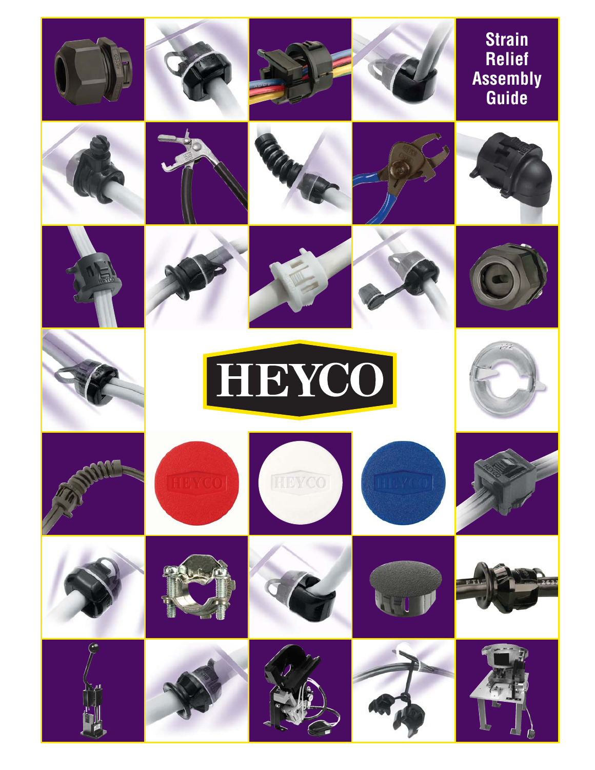# Strain Relief Assembly Guide

HEYCO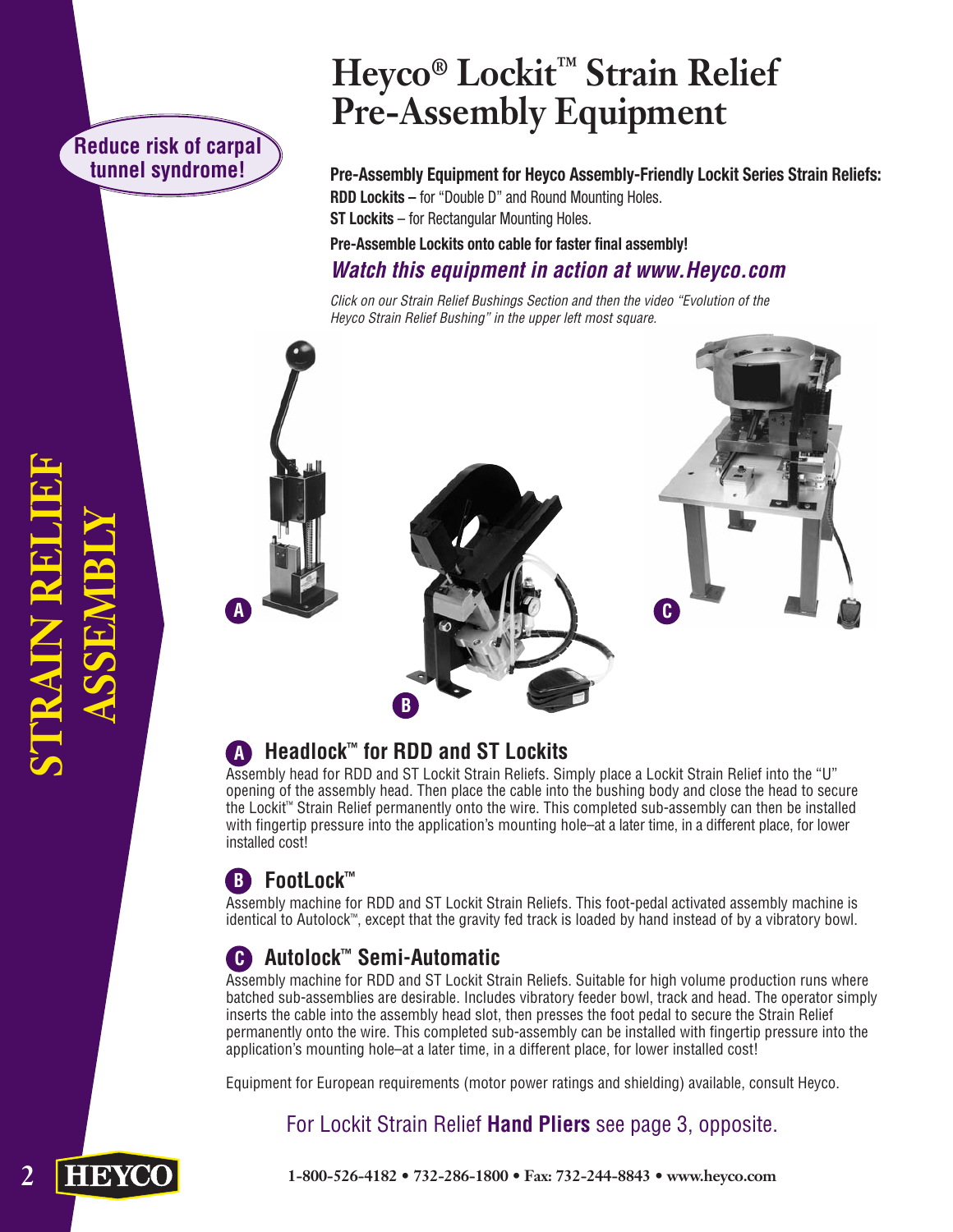# Heyco® Lockit™ Strain Relief Pre-Assembly Equipment

**Reduce risk of carpal tunnel syndrome!**

**STRAIN RELIEF ASSEMBLY**

**Pre-Assembly Equipment for Heyco Assembly-Friendly Lockit Series Strain Reliefs:**

**RDD Lockits –** for "Double D" and Round Mounting Holes.

**ST Lockits** – for Rectangular Mounting Holes.

**Pre-Assemble Lockits onto cable for faster final assembly!**

***Watch this equipment in action at www.Heyco.com***

*Click on our Strain Relief Bushings Section and then the video "Evolution of the Heyco Strain Relief Bushing" in the upper left most square.*

A

B

C

## A Headlock™ for RDD and ST Lockits

Assembly head for RDD and ST Lockit Strain Reliefs. Simply place a Lockit Strain Relief into the "U" opening of the assembly head. Then place the cable into the bushing body and close the head to secure the Lockit™ Strain Relief permanently onto the wire. This completed sub-assembly can then be installed with fingertip pressure into the application's mounting hole–at a later time, in a different place, for lower installed cost!

## B FootLock™

Assembly machine for RDD and ST Lockit Strain Reliefs. This foot-pedal activated assembly machine is identical to Autolock™, except that the gravity fed track is loaded by hand instead of by a vibratory bowl.

## C Autolock™ Semi-Automatic

Assembly machine for RDD and ST Lockit Strain Reliefs. Suitable for high volume production runs where batched sub-assemblies are desirable. Includes vibratory feeder bowl, track and head. The operator simply inserts the cable into the assembly head slot, then presses the foot pedal to secure the Strain Relief permanently onto the wire. This completed sub-assembly can be installed with fingertip pressure into the application's mounting hole–at a later time, in a different place, for lower installed cost!

Equipment for European requirements (motor power ratings and shielding) available, consult Heyco.

For Lockit Strain Relief **Hand Pliers** see page 3, opposite.

**1-800-526-4182 • 732-286-1800 • Fax: 732-244-8843 • www.heyco.com**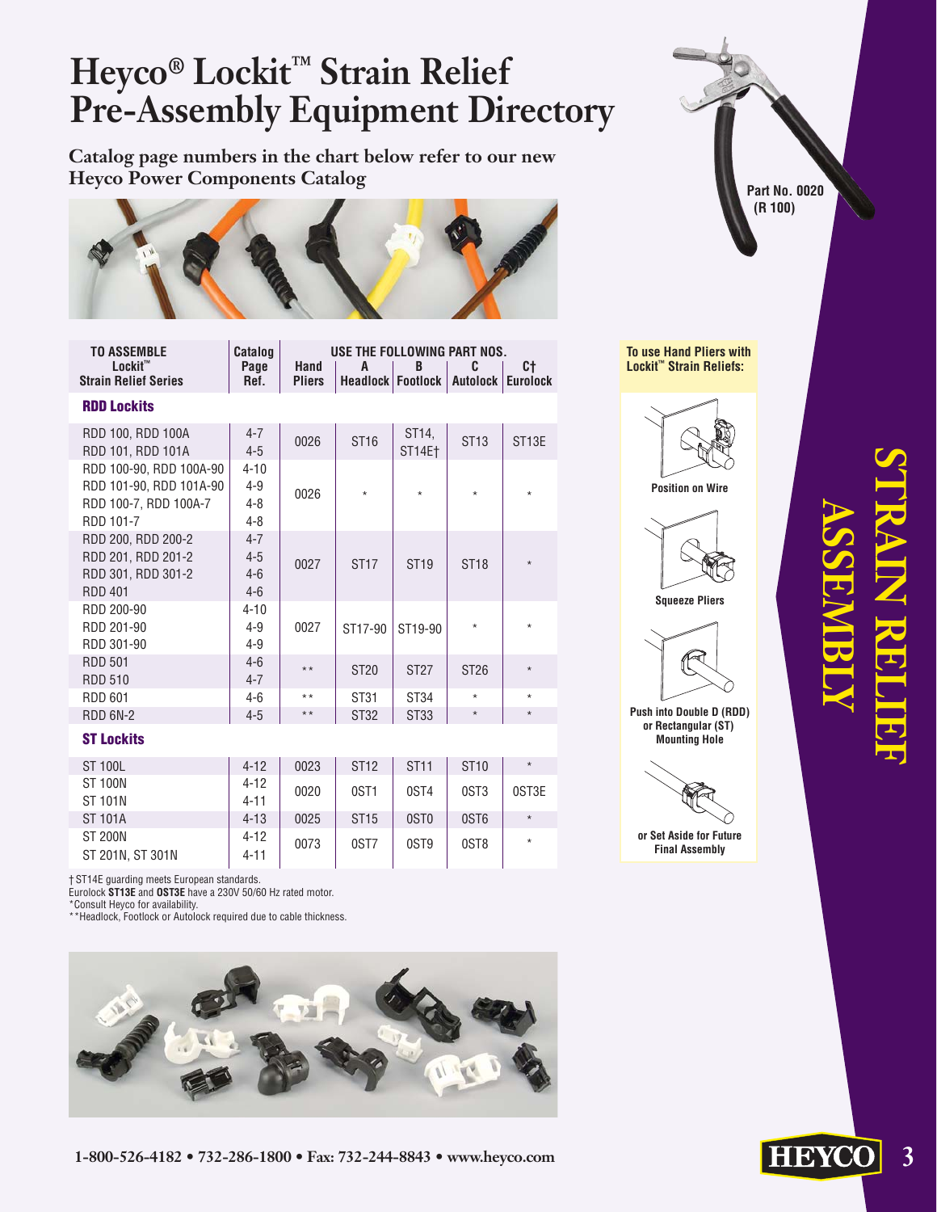# Heyco® Lockit™ Strain Relief Pre-Assembly Equipment Directory

**Catalog page numbers in the chart below refer to our new Heyco Power Components Catalog**

Part No. 0020 (R 100)

| TO ASSEMBLE Lockit™ Strain Relief Series | Catalog Page Ref. | USE THE FOLLOWING PART NOS. | | | | |
|---|---|---|---|---|---|---|
| | | Hand Pliers | A Headlock | B Footlock | C Autolock | C† Eurolock |
| **RDD Lockits** | | | | | | |
| RDD 100, RDD 100A<br>RDD 101, RDD 101A | 4-7<br>4-5 | 0026 | ST16 | ST14, ST14E† | ST13 | ST13E |
| RDD 100-90, RDD 100A-90<br>RDD 101-90, RDD 101A-90<br>RDD 100-7, RDD 100A-7<br>RDD 101-7 | 4-10<br>4-9<br>4-8<br>4-8 | 0026 | * | * | * | * |
| RDD 200, RDD 200-2<br>RDD 201, RDD 201-2<br>RDD 301, RDD 301-2<br>RDD 401 | 4-7<br>4-5<br>4-6<br>4-6 | 0027 | ST17 | ST19 | ST18 | * |
| RDD 200-90<br>RDD 201-90<br>RDD 301-90 | 4-10<br>4-9<br>4-9 | 0027 | ST17-90 | ST19-90 | * | * |
| RDD 501<br>RDD 510 | 4-6<br>4-7 | ** | ST20 | ST27 | ST26 | * |
| RDD 601 | 4-6 | ** | ST31 | ST34 | * | * |
| RDD 6N-2 | 4-5 | ** | ST32 | ST33 | * | * |
| **ST Lockits** | | | | | | |
| ST 100L | 4-12 | 0023 | ST12 | ST11 | ST10 | * |
| ST 100N<br>ST 101N | 4-12<br>4-11 | 0020 | 0ST1 | 0ST4 | 0ST3 | 0ST3E |
| ST 101A | 4-13 | 0025 | ST15 | 0ST0 | 0ST6 | * |
| ST 200N<br>ST 201N, ST 301N | 4-12<br>4-11 | 0073 | 0ST7 | 0ST9 | 0ST8 | * |

† ST14E guarding meets European standards.
Eurolock **ST13E** and **0ST3E** have a 230V 50/60 Hz rated motor.
*Consult Heyco for availability.
**Headlock, Footlock or Autolock required due to cable thickness.

**To use Hand Pliers with Lockit™ Strain Reliefs:**

Position on Wire

Squeeze Pliers

Push into Double D (RDD) or Rectangular (ST) Mounting Hole

or Set Aside for Future Final Assembly

**STRAIN RELIEF ASSEMBLY**

1-800-526-4182 • 732-286-1800 • Fax: 732-244-8843 • www.heyco.com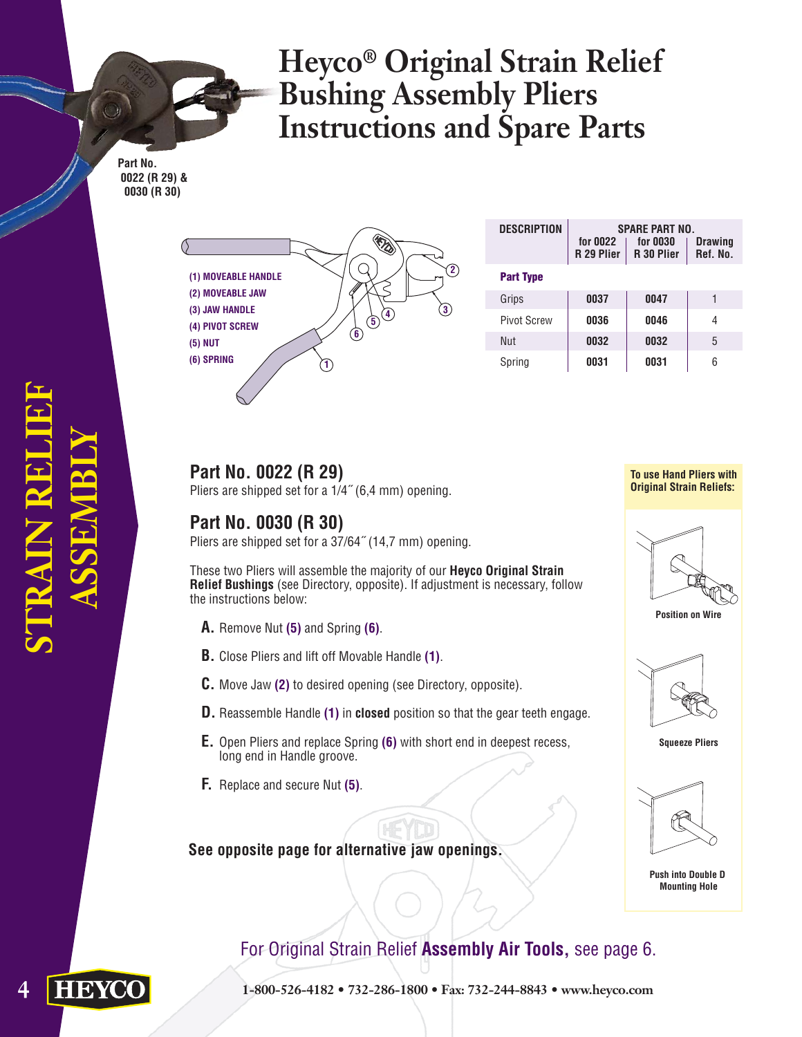# Heyco® Original Strain Relief Bushing Assembly Pliers Instructions and Spare Parts

**Part No. 0022 (R 29) & 0030 (R 30)**

**(1) MOVEABLE HANDLE**
**(2) MOVEABLE JAW**
**(3) JAW HANDLE**
**(4) PIVOT SCREW**
**(5) NUT**
**(6) SPRING**

| DESCRIPTION | SPARE PART NO. | | |
|---|---|---|---|
| | for 0022 R 29 Plier | for 0030 R 30 Plier | Drawing Ref. No. |
| **Part Type** | | | |
| Grips | 0037 | 0047 | 1 |
| Pivot Screw | 0036 | 0046 | 4 |
| Nut | 0032 | 0032 | 5 |
| Spring | 0031 | 0031 | 6 |

## Part No. 0022 (R 29)

Pliers are shipped set for a 1/4˝ (6,4 mm) opening.

## Part No. 0030 (R 30)

Pliers are shipped set for a 37/64˝ (14,7 mm) opening.

These two Pliers will assemble the majority of our **Heyco Original Strain Relief Bushings** (see Directory, opposite). If adjustment is necessary, follow the instructions below:

**A.** Remove Nut **(5)** and Spring **(6)**.

**B.** Close Pliers and lift off Movable Handle **(1)**.

**C.** Move Jaw **(2)** to desired opening (see Directory, opposite).

**D.** Reassemble Handle **(1)** in **closed** position so that the gear teeth engage.

**E.** Open Pliers and replace Spring **(6)** with short end in deepest recess, long end in Handle groove.

**F.** Replace and secure Nut **(5)**.

**See opposite page for alternative jaw openings.**

**To use Hand Pliers with Original Strain Reliefs:**

**Position on Wire**

**Squeeze Pliers**

**Push into Double D Mounting Hole**

For Original Strain Relief **Assembly Air Tools,** see page 6.

STRAIN RELIEF ASSEMBLY

1-800-526-4182 • 732-286-1800 • Fax: 732-244-8843 • www.heyco.com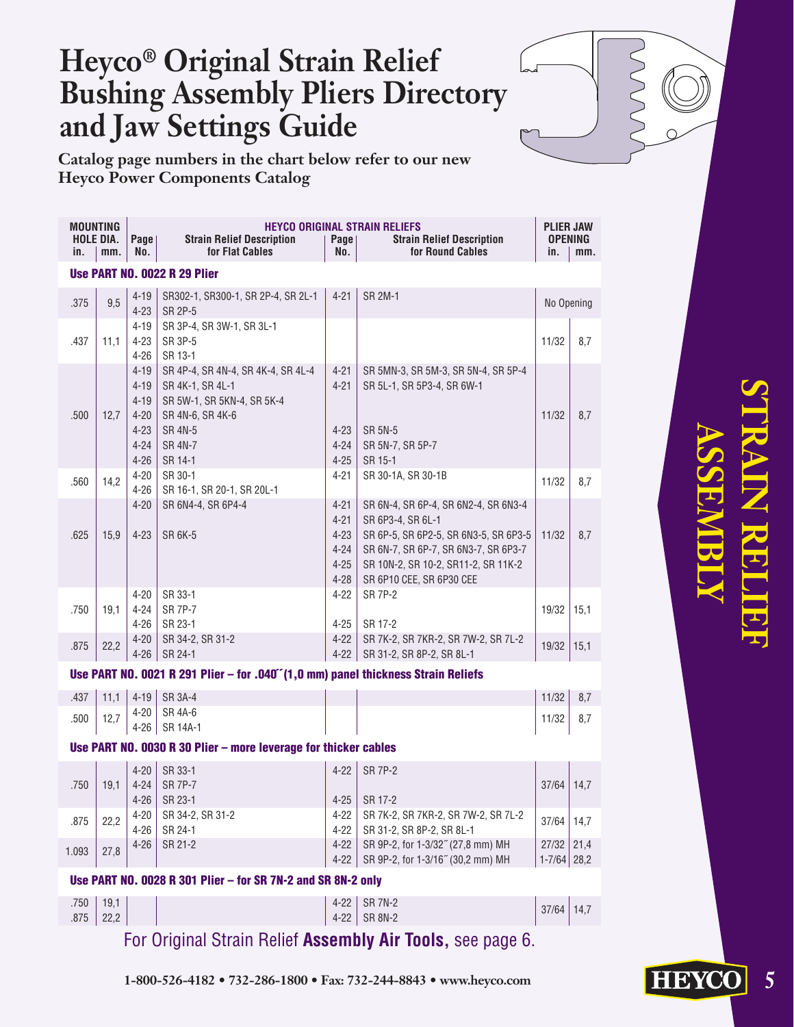# Heyco® Original Strain Relief Bushing Assembly Pliers Directory and Jaw Settings Guide

**Catalog page numbers in the chart below refer to our new Heyco Power Components Catalog**

| MOUNTING HOLE DIA. in. | mm. | Page No. | HEYCO ORIGINAL STRAIN RELIEFS Strain Relief Description for Flat Cables | Page No. | Strain Relief Description for Round Cables | PLIER JAW OPENING in. | mm. |
|---|---|---|---|---|---|---|---|
| **Use PART NO. 0022 R 29 Plier** | | | | | | | |
| .375 | 9,5 | 4-19<br>4-23 | SR302-1, SR300-1, SR 2P-4, SR 2L-1<br>SR 2P-5 | 4-21 | SR 2M-1 | No Opening | |
| .437 | 11,1 | 4-19<br>4-23<br>4-26 | SR 3P-4, SR 3W-1, SR 3L-1<br>SR 3P-5<br>SR 13-1 | | | 11/32 | 8,7 |
| .500 | 12,7 | 4-19<br>4-19<br>4-19<br>4-20<br>4-23<br>4-24<br>4-26 | SR 4P-4, SR 4N-4, SR 4K-4, SR 4L-4<br>SR 4K-1, SR 4L-1<br>SR 5W-1, SR 5KN-4, SR 5K-4<br>SR 4N-6, SR 4K-6<br>SR 4N-5<br>SR 4N-7<br>SR 14-1 | 4-21<br>4-21<br><br><br>4-23<br>4-24<br>4-25 | SR 5MN-3, SR 5M-3, SR 5N-4, SR 5P-4<br>SR 5L-1, SR 5P3-4, SR 6W-1<br><br><br>SR 5N-5<br>SR 5N-7, SR 5P-7<br>SR 15-1 | 11/32 | 8,7 |
| .560 | 14,2 | 4-20<br>4-26 | SR 30-1<br>SR 16-1, SR 20-1, SR 20L-1 | 4-21 | SR 30-1A, SR 30-1B | 11/32 | 8,7 |
| .625 | 15,9 | 4-20<br><br>4-23 | SR 6N4-4, SR 6P4-4<br><br>SR 6K-5 | 4-21<br>4-21<br>4-23<br>4-24<br>4-25<br>4-28 | SR 6N-4, SR 6P-4, SR 6N2-4, SR 6N3-4<br>SR 6P3-4, SR 6L-1<br>SR 6P-5, SR 6P2-5, SR 6N3-5, SR 6P3-5<br>SR 6N-7, SR 6P-7, SR 6N3-7, SR 6P3-7<br>SR 10N-2, SR 10-2, SR11-2, SR 11K-2<br>SR 6P10 CEE, SR 6P30 CEE | 11/32 | 8,7 |
| .750 | 19,1 | 4-20<br>4-24<br>4-26 | SR 33-1<br>SR 7P-7<br>SR 23-1 | 4-22<br><br>4-25 | SR 7P-2<br><br>SR 17-2 | 19/32 | 15,1 |
| .875 | 22,2 | 4-20<br>4-26 | SR 34-2, SR 31-2<br>SR 24-1 | 4-22<br>4-22 | SR 7K-2, SR 7KR-2, SR 7W-2, SR 7L-2<br>SR 31-2, SR 8P-2, SR 8L-1 | 19/32 | 15,1 |
| **Use PART NO. 0021 R 291 Plier – for .040˝ (1,0 mm) panel thickness Strain Reliefs** | | | | | | | |
| .437 | 11,1 | 4-19 | SR 3A-4 | | | 11/32 | 8,7 |
| .500 | 12,7 | 4-20<br>4-26 | SR 4A-6<br>SR 14A-1 | | | 11/32 | 8,7 |
| **Use PART NO. 0030 R 30 Plier – more leverage for thicker cables** | | | | | | | |
| .750 | 19,1 | 4-20<br>4-24<br>4-26 | SR 33-1<br>SR 7P-7<br>SR 23-1 | 4-22<br><br>4-25 | SR 7P-2<br><br>SR 17-2 | 37/64 | 14,7 |
| .875 | 22,2 | 4-20<br>4-26 | SR 34-2, SR 31-2<br>SR 24-1 | 4-22<br>4-22 | SR 7K-2, SR 7KR-2, SR 7W-2, SR 7L-2<br>SR 31-2, SR 8P-2, SR 8L-1 | 37/64 | 14,7 |
| 1.093 | 27,8 | 4-26 | SR 21-2 | 4-22<br>4-22 | SR 9P-2, for 1-3/32˝ (27,8 mm) MH<br>SR 9P-2, for 1-3/16˝ (30,2 mm) MH | 27/32<br>1-7/64 | 21,4<br>28,2 |
| **Use PART NO. 0028 R 301 Plier – for SR 7N-2 and SR 8N-2 only** | | | | | | | |
| .750<br>.875 | 19,1<br>22,2 | | | 4-22<br>4-22 | SR 7N-2<br>SR 8N-2 | 37/64 | 14,7 |

For Original Strain Relief **Assembly Air Tools,** see page 6.

**STRAIN RELIEF ASSEMBLY**

1-800-526-4182 • 732-286-1800 • Fax: 732-244-8843 • www.heyco.com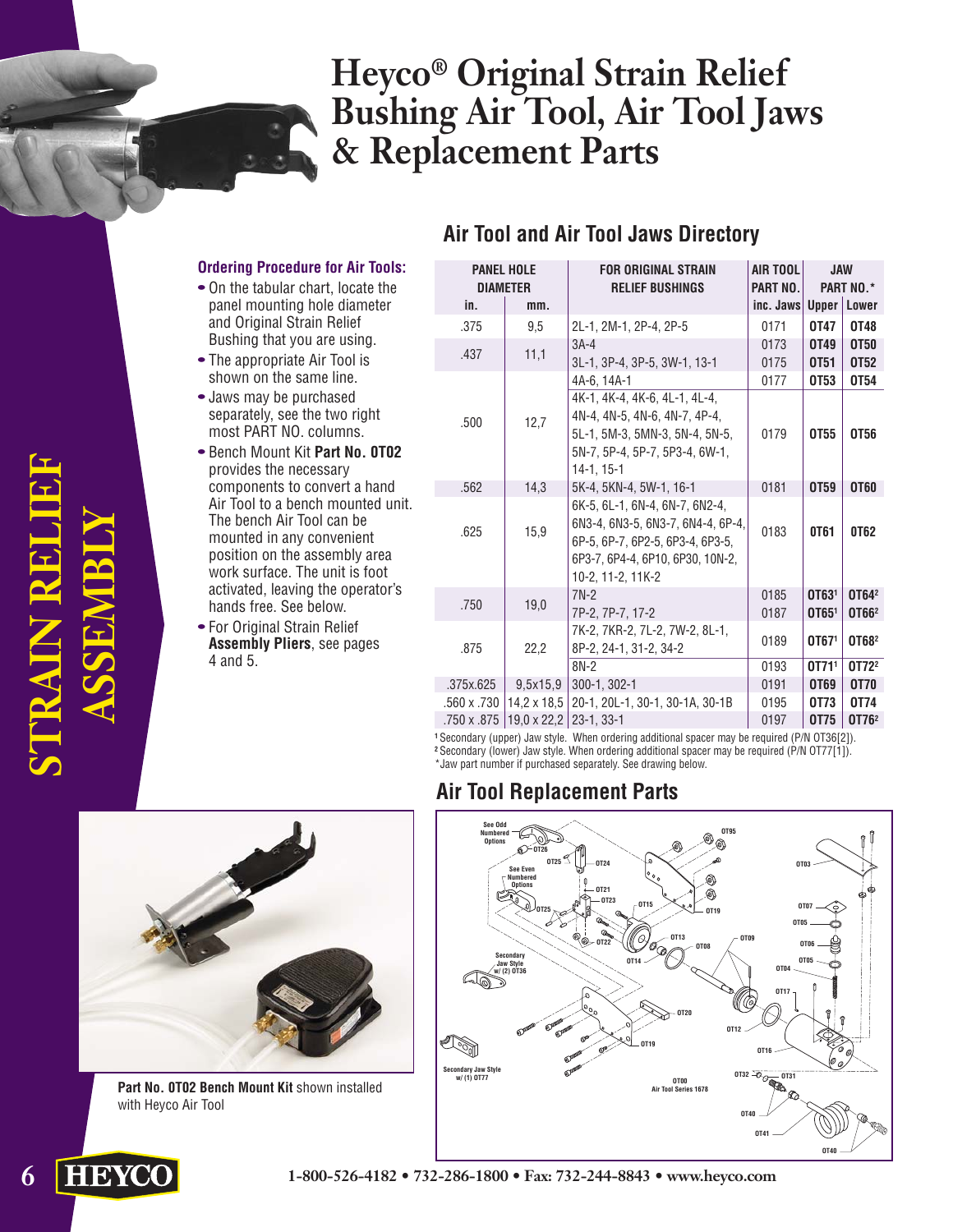# Heyco® Original Strain Relief Bushing Air Tool, Air Tool Jaws & Replacement Parts

STRAIN RELIEF ASSEMBLY

### Ordering Procedure for Air Tools:

- On the tabular chart, locate the panel mounting hole diameter and Original Strain Relief Bushing that you are using.
- The appropriate Air Tool is shown on the same line.
- Jaws may be purchased separately, see the two right most PART NO. columns.
- Bench Mount Kit **Part No. 0T02** provides the necessary components to convert a hand Air Tool to a bench mounted unit. The bench Air Tool can be mounted in any convenient position on the assembly area work surface. The unit is foot activated, leaving the operator's hands free. See below.
- For Original Strain Relief **Assembly Pliers**, see pages 4 and 5.

**Part No. 0T02 Bench Mount Kit** shown installed with Heyco Air Tool

## Air Tool and Air Tool Jaws Directory

| PANEL HOLE DIAMETER | | FOR ORIGINAL STRAIN RELIEF BUSHINGS | AIR TOOL PART NO. | JAW PART NO.* | |
|---|---|---|---|---|---|
| in. | mm. | | inc. Jaws | Upper | Lower |
| .375 | 9,5 | 2L-1, 2M-1, 2P-4, 2P-5 | 0171 | 0T47 | 0T48 |
| .437 | 11,1 | 3A-4 | 0173 | 0T49 | 0T50 |
| | | 3L-1, 3P-4, 3P-5, 3W-1, 13-1 | 0175 | 0T51 | 0T52 |
| .500 | 12,7 | 4A-6, 14A-1 | 0177 | 0T53 | 0T54 |
| | | 4K-1, 4K-4, 4K-6, 4L-1, 4L-4, 4N-4, 4N-5, 4N-6, 4N-7, 4P-4, 5L-1, 5M-3, 5MN-3, 5N-4, 5N-5, 5N-7, 5P-4, 5P-7, 5P3-4, 6W-1, 14-1, 15-1 | 0179 | 0T55 | 0T56 |
| .562 | 14,3 | 5K-4, 5KN-4, 5W-1, 16-1 | 0181 | 0T59 | 0T60 |
| .625 | 15,9 | 6K-5, 6L-1, 6N-4, 6N-7, 6N2-4, 6N3-4, 6N3-5, 6N3-7, 6N4-4, 6P-4, 6P-5, 6P-7, 6P2-5, 6P3-4, 6P3-5, 6P3-7, 6P4-4, 6P10, 6P30, 10N-2, 10-2, 11-2, 11K-2 | 0183 | 0T61 | 0T62 |
| .750 | 19,0 | 7N-2 | 0185 | 0T63[1] | 0T64[2] |
| | | 7P-2, 7P-7, 17-2 | 0187 | 0T65[1] | 0T66[2] |
| .875 | 22,2 | 7K-2, 7KR-2, 7L-2, 7W-2, 8L-1, 8P-2, 24-1, 31-2, 34-2 | 0189 | 0T67[1] | 0T68[2] |
| | | 8N-2 | 0193 | 0T71[1] | 0T72[2] |
| .375x.625 | 9,5x15,9 | 300-1, 302-1 | 0191 | 0T69 | 0T70 |
| .560 x .730 | 14,2 x 18,5 | 20-1, 20L-1, 30-1, 30-1A, 30-1B | 0195 | 0T73 | 0T74 |
| .750 x .875 | 19,0 x 22,2 | 23-1, 33-1 | 0197 | 0T75 | 0T76[2] |

[1] Secondary (upper) Jaw style. When ordering additional spacer may be required (P/N OT36[2]).
[2] Secondary (lower) Jaw style. When ordering additional spacer may be required (P/N OT77[1]).
*Jaw part number if purchased separately. See drawing below.

## Air Tool Replacement Parts

See Odd Numbered Options — 0T26, 0T25, 0T24, See Even Numbered Options, 0T21, 0T23, 0T25, 0T22, 0T15, 0T13, 0T08, 0T14, 0T95, 0T19, 0T09, 0T03, 0T07, 0T05, 0T06, 0T05, 0T04, 0T17, Secondary Jaw Style w/ (2) 0T36, 0T20, 0T12, 0T19, 0T16, Secondary Jaw Style w/ (1) 0T77, 0T00 Air Tool Series 1678, 0T32, 0T31, 0T40, 0T41, 0T40

1-800-526-4182 • 732-286-1800 • Fax: 732-244-8843 • www.heyco.com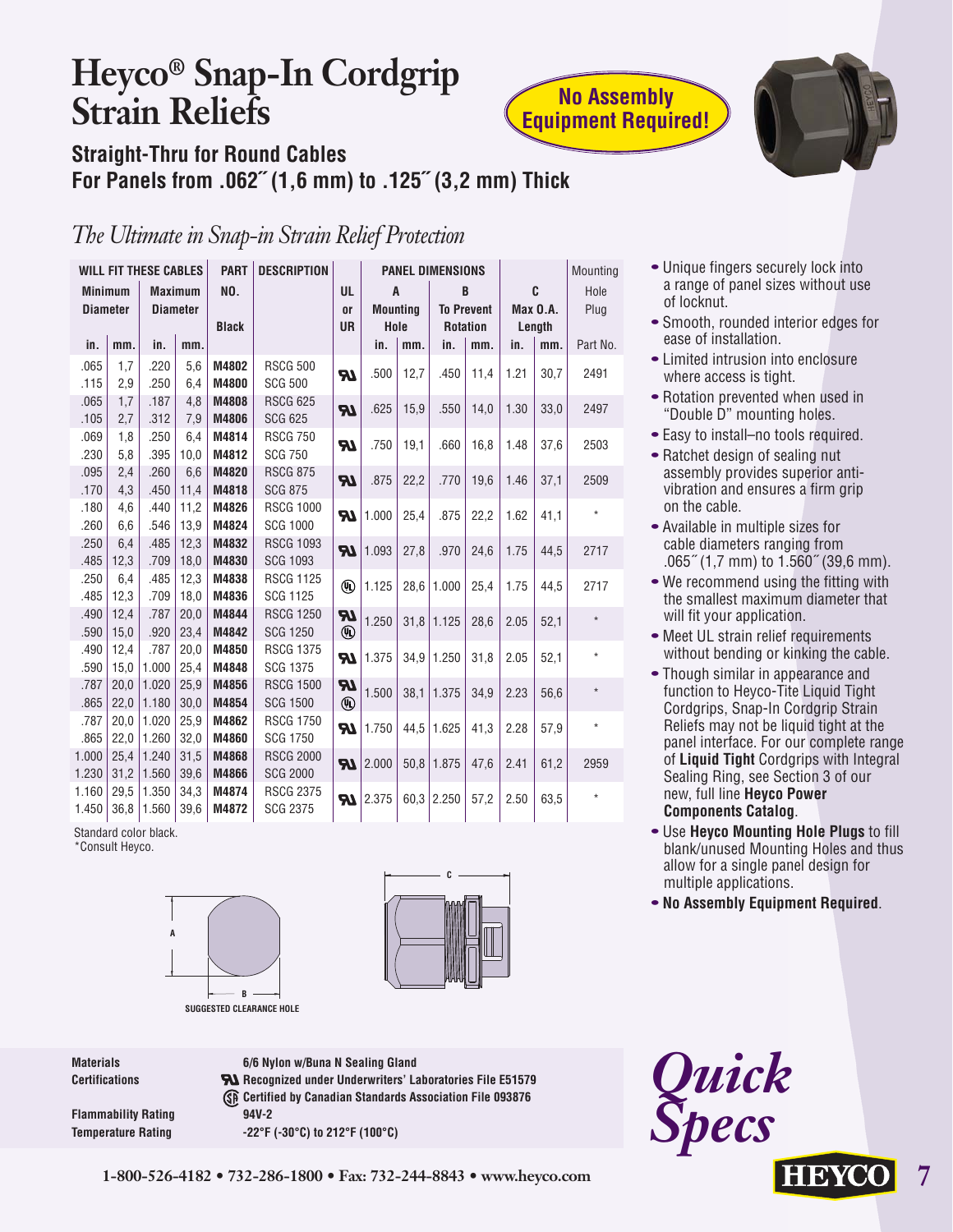# Heyco® Snap-In Cordgrip Strain Reliefs

**No Assembly Equipment Required!**

## Straight-Thru for Round Cables
## For Panels from .062˝ (1,6 mm) to .125˝ (3,2 mm) Thick

*The Ultimate in Snap-in Strain Relief Protection*

| WILL FIT THESE CABLES | | | | PART | DESCRIPTION | | PANEL DIMENSIONS | | | | | | Mounting |
|---|---|---|---|---|---|---|---|---|---|---|---|---|---|
| Minimum Diameter | | Maximum Diameter | | NO. | | UL or UR | A Mounting Hole | | B To Prevent Rotation | | C Max O.A. Length | | Hole Plug |
| in. | mm. | in. | mm. | Black | | | in. | mm. | in. | mm. | in. | mm. | Part No. |
| .065 | 1,7 | .220 | 5,6 | M4802 | RSCG 500 | UR | .500 | 12,7 | .450 | 11,4 | 1.21 | 30,7 | 2491 |
| .115 | 2,9 | .250 | 6,4 | M4800 | SCG 500 | | | | | | | | |
| .065 | 1,7 | .187 | 4,8 | M4808 | RSCG 625 | UR | .625 | 15,9 | .550 | 14,0 | 1.30 | 33,0 | 2497 |
| .105 | 2,7 | .312 | 7,9 | M4806 | SCG 625 | | | | | | | | |
| .069 | 1,8 | .250 | 6,4 | M4814 | RSCG 750 | UR | .750 | 19,1 | .660 | 16,8 | 1.48 | 37,6 | 2503 |
| .230 | 5,8 | .395 | 10,0 | M4812 | SCG 750 | | | | | | | | |
| .095 | 2,4 | .260 | 6,6 | M4820 | RSCG 875 | UR | .875 | 22,2 | .770 | 19,6 | 1.46 | 37,1 | 2509 |
| .170 | 4,3 | .450 | 11,4 | M4818 | SCG 875 | | | | | | | | |
| .180 | 4,6 | .440 | 11,2 | M4826 | RSCG 1000 | UR | 1.000 | 25,4 | .875 | 22,2 | 1.62 | 41,1 | * |
| .260 | 6,6 | .546 | 13,9 | M4824 | SCG 1000 | | | | | | | | |
| .250 | 6,4 | .485 | 12,3 | M4832 | RSCG 1093 | UR | 1.093 | 27,8 | .970 | 24,6 | 1.75 | 44,5 | 2717 |
| .485 | 12,3 | .709 | 18,0 | M4830 | SCG 1093 | | | | | | | | |
| .250 | 6,4 | .485 | 12,3 | M4838 | RSCG 1125 | UL | 1.125 | 28,6 | 1.000 | 25,4 | 1.75 | 44,5 | 2717 |
| .485 | 12,3 | .709 | 18,0 | M4836 | SCG 1125 | | | | | | | | |
| .490 | 12,4 | .787 | 20,0 | M4844 | RSCG 1250 | UR / UL | 1.250 | 31,8 | 1.125 | 28,6 | 2.05 | 52,1 | * |
| .590 | 15,0 | .920 | 23,4 | M4842 | SCG 1250 | | | | | | | | |
| .490 | 12,4 | .787 | 20,0 | M4850 | RSCG 1375 | UR | 1.375 | 34,9 | 1.250 | 31,8 | 2.05 | 52,1 | * |
| .590 | 15,0 | 1.000 | 25,4 | M4848 | SCG 1375 | | | | | | | | |
| .787 | 20,0 | 1.020 | 25,9 | M4856 | RSCG 1500 | UR / UL | 1.500 | 38,1 | 1.375 | 34,9 | 2.23 | 56,6 | * |
| .865 | 22,0 | 1.180 | 30,0 | M4854 | SCG 1500 | | | | | | | | |
| .787 | 20,0 | 1.020 | 25,9 | M4862 | RSCG 1750 | UR | 1.750 | 44,5 | 1.625 | 41,3 | 2.28 | 57,9 | * |
| .865 | 22,0 | 1.260 | 32,0 | M4860 | SCG 1750 | | | | | | | | |
| 1.000 | 25,4 | 1.240 | 31,5 | M4868 | RSCG 2000 | UR | 2.000 | 50,8 | 1.875 | 47,6 | 2.41 | 61,2 | 2959 |
| 1.230 | 31,2 | 1.560 | 39,6 | M4866 | SCG 2000 | | | | | | | | |
| 1.160 | 29,5 | 1.350 | 34,3 | M4874 | RSCG 2375 | UR | 2.375 | 60,3 | 2.250 | 57,2 | 2.50 | 63,5 | * |
| 1.450 | 36,8 | 1.560 | 39,6 | M4872 | SCG 2375 | | | | | | | | |

Standard color black.
*Consult Heyco.

SUGGESTED CLEARANCE HOLE

- Unique fingers securely lock into a range of panel sizes without use of locknut.
- Smooth, rounded interior edges for ease of installation.
- Limited intrusion into enclosure where access is tight.
- Rotation prevented when used in "Double D" mounting holes.
- Easy to install–no tools required.
- Ratchet design of sealing nut assembly provides superior anti-vibration and ensures a firm grip on the cable.
- Available in multiple sizes for cable diameters ranging from .065˝ (1,7 mm) to 1.560˝ (39,6 mm).
- We recommend using the fitting with the smallest maximum diameter that will fit your application.
- Meet UL strain relief requirements without bending or kinking the cable.
- Though similar in appearance and function to Heyco-Tite Liquid Tight Cordgrips, Snap-In Cordgrip Strain Reliefs may not be liquid tight at the panel interface. For our complete range of **Liquid Tight** Cordgrips with Integral Sealing Ring, see Section 3 of our new, full line **Heyco Power Components Catalog**.
- Use **Heyco Mounting Hole Plugs** to fill blank/unused Mounting Holes and thus allow for a single panel design for multiple applications.
- **No Assembly Equipment Required**.

| | |
|---|---|
| **Materials** | 6/6 Nylon w/Buna N Sealing Gland |
| **Certifications** | UR Recognized under Underwriters' Laboratories File E51579 |
| | CSA Certified by Canadian Standards Association File 093876 |
| **Flammability Rating** | 94V-2 |
| **Temperature Rating** | -22°F (-30°C) to 212°F (100°C) |

*Quick Specs*

1-800-526-4182 • 732-286-1800 • Fax: 732-244-8843 • www.heyco.com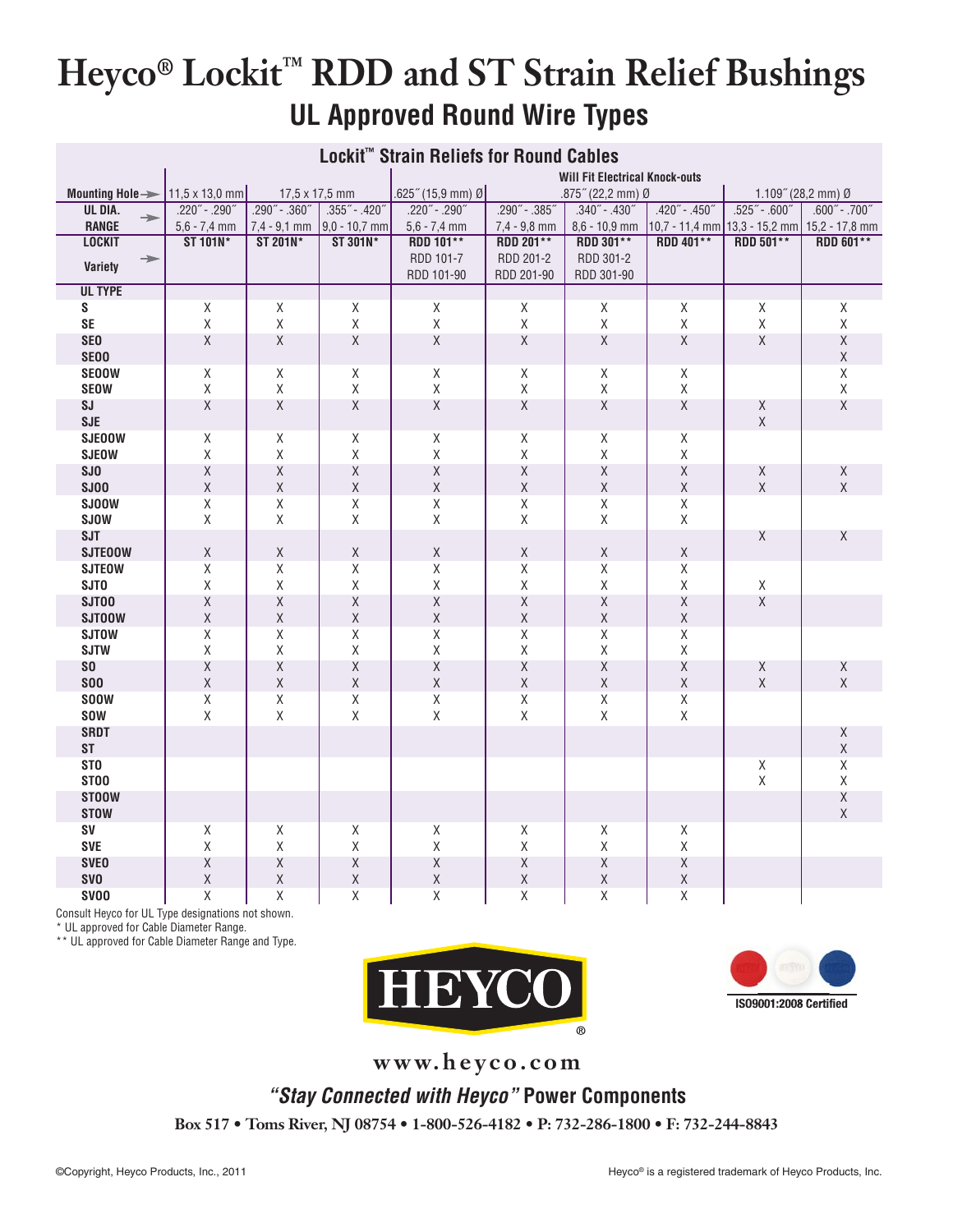# Heyco® Lockit™ RDD and ST Strain Relief Bushings

## UL Approved Round Wire Types

**Lockit™ Strain Reliefs for Round Cables**

| | | | | Will Fit Electrical Knock-outs | | | | | |
|---|---|---|---|---|---|---|---|---|---|
| **Mounting Hole** → | 11,5 x 13,0 mm | 17,5 x 17,5 mm | | .625″ (15,9 mm) Ø | .875″ (22,2 mm) Ø | | | 1.109″ (28,2 mm) Ø | |
| **UL DIA. RANGE** → | .220″ - .290″ 5,6 - 7,4 mm | .290″ - .360″ 7,4 - 9,1 mm | .355″ - .420″ 9,0 - 10,7 mm | .220″ - .290″ 5,6 - 7,4 mm | .290″ - .385″ 7,4 - 9,8 mm | .340″ - .430″ 8,6 - 10,9 mm | .420″ - .450″ 10,7 - 11,4 mm | .525″ - .600″ 13,3 - 15,2 mm | .600″ - .700″ 15,2 - 17,8 mm |
| **LOCKIT Variety** → | **ST 101N*** | **ST 201N*** | **ST 301N*** | **RDD 101**** RDD 101-7 RDD 101-90 | **RDD 201**** RDD 201-2 RDD 201-90 | **RDD 301**** RDD 301-2 RDD 301-90 | **RDD 401**** | **RDD 501**** | **RDD 601**** |
| **UL TYPE** | | | | | | | | | |
| **S** | X | X | X | X | X | X | X | X | X |
| **SE** | X | X | X | X | X | X | X | X | X |
| **SEO** | X | X | X | X | X | X | X | X | X |
| **SEOO** | | | | | | | | | X |
| **SEOOW** | X | X | X | X | X | X | X | | X |
| **SEOW** | X | X | X | X | X | X | X | | X |
| **SJ** | X | X | X | X | X | X | X | X | X |
| **SJE** | | | | | | | | X | |
| **SJEOOW** | X | X | X | X | X | X | X | | |
| **SJEOW** | X | X | X | X | X | X | X | | |
| **SJO** | X | X | X | X | X | X | X | X | X |
| **SJOO** | X | X | X | X | X | X | X | X | X |
| **SJOOW** | X | X | X | X | X | X | X | | |
| **SJOW** | X | X | X | X | X | X | X | | |
| **SJT** | | | | | | | | X | X |
| **SJTEOOW** | X | X | X | X | X | X | X | | |
| **SJTEOW** | X | X | X | X | X | X | X | | |
| **SJTO** | X | X | X | X | X | X | X | X | |
| **SJTOO** | X | X | X | X | X | X | X | X | |
| **SJTOOW** | X | X | X | X | X | X | X | | |
| **SJTOW** | X | X | X | X | X | X | X | | |
| **SJTW** | X | X | X | X | X | X | X | | |
| **SO** | X | X | X | X | X | X | X | X | X |
| **SOO** | X | X | X | X | X | X | X | X | X |
| **SOOW** | X | X | X | X | X | X | X | | |
| **SOW** | X | X | X | X | X | X | X | | |
| **SRDT** | | | | | | | | | X |
| **ST** | | | | | | | | | X |
| **STO** | | | | | | | | X | X |
| **STOO** | | | | | | | | X | X |
| **STOOW** | | | | | | | | | X |
| **STOW** | | | | | | | | | X |
| **SV** | X | X | X | X | X | X | X | | |
| **SVE** | X | X | X | X | X | X | X | | |
| **SVEO** | X | X | X | X | X | X | X | | |
| **SVO** | X | X | X | X | X | X | X | | |
| **SVOO** | X | X | X | X | X | X | X | | |

Consult Heyco for UL Type designations not shown.

* UL approved for Cable Diameter Range.

** UL approved for Cable Diameter Range and Type.

HEYCO®

ISO9001:2008 Certified

**www.heyco.com**

***"Stay Connected with Heyco"* Power Components**

**Box 517 • Toms River, NJ 08754 • 1-800-526-4182 • P: 732-286-1800 • F: 732-244-8843**

©Copyright, Heyco Products, Inc., 2011

Heyco® is a registered trademark of Heyco Products, Inc.